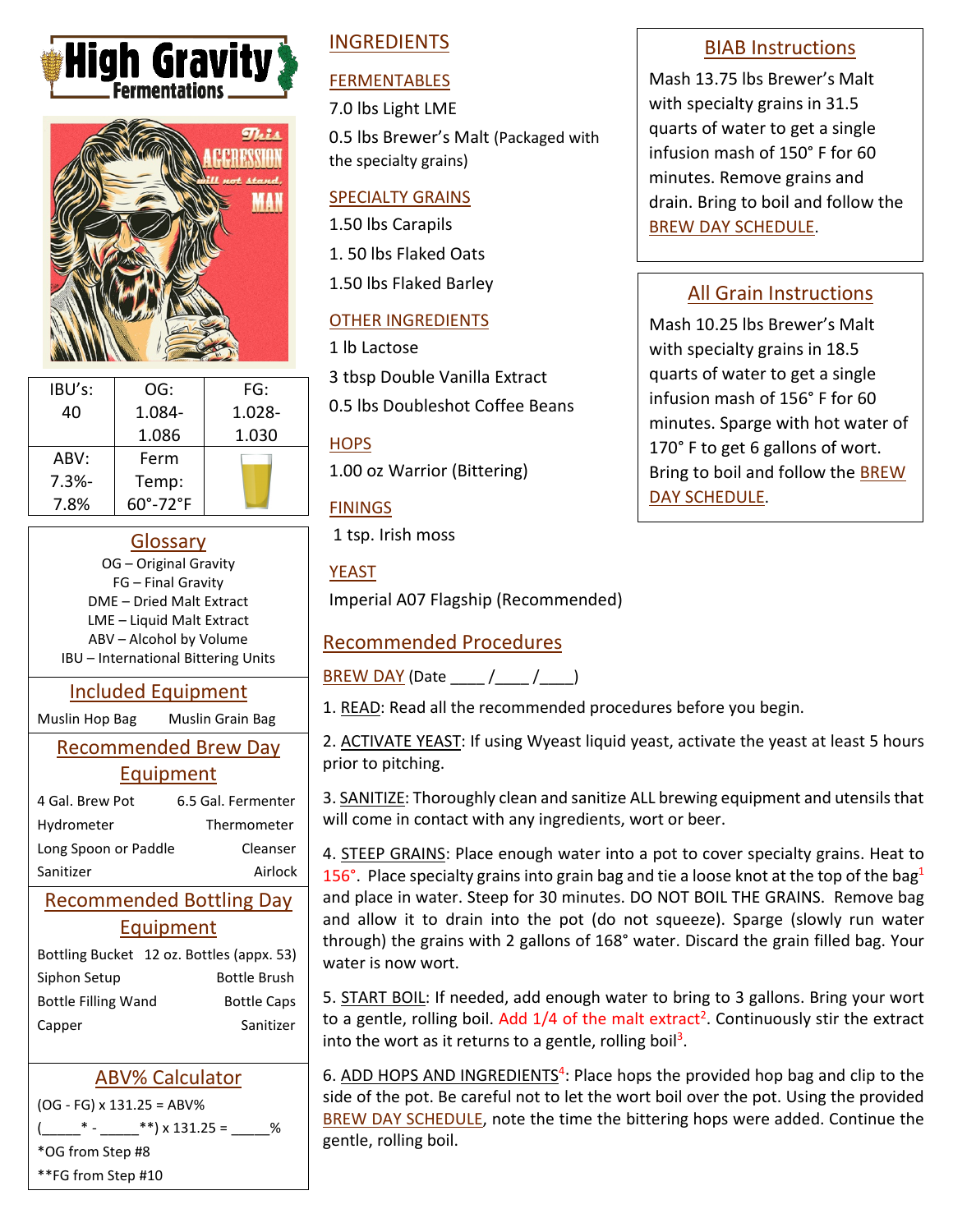# High Gravity Fermentations

| IBU's: | OG: | FG: |
| --- | --- | --- |
| 40 | 1.084-1.086 | 1.028-1.030 |
| ABV: 7.3%-7.8% | Ferm Temp: 60°-72°F | |

## Glossary

OG – Original Gravity
FG – Final Gravity
DME – Dried Malt Extract
LME – Liquid Malt Extract
ABV – Alcohol by Volume
IBU – International Bittering Units

## Included Equipment

Muslin Hop Bag
Muslin Grain Bag

## Recommended Brew Day Equipment

4 Gal. Brew Pot
6.5 Gal. Fermenter
Hydrometer
Thermometer
Long Spoon or Paddle
Cleanser
Sanitizer
Airlock

## Recommended Bottling Day Equipment

Bottling Bucket
12 oz. Bottles (appx. 53)
Siphon Setup
Bottle Brush
Bottle Filling Wand
Bottle Caps
Capper
Sanitizer

## ABV% Calculator

(OG - FG) x 131.25 = ABV%

(_____* - _____**) x 131.25 = _____%

*OG from Step #8

**FG from Step #10

## INGREDIENTS

### FERMENTABLES

7.0 lbs Light LME

0.5 lbs Brewer's Malt (Packaged with the specialty grains)

### SPECIALTY GRAINS

1.50 lbs Carapils

1. 50 lbs Flaked Oats

1.50 lbs Flaked Barley

### OTHER INGREDIENTS

1 lb Lactose

3 tbsp Double Vanilla Extract

0.5 lbs Doubleshot Coffee Beans

### HOPS

1.00 oz Warrior (Bittering)

### FININGS

1 tsp. Irish moss

### YEAST

Imperial A07 Flagship (Recommended)

## Recommended Procedures

BREW DAY (Date ____ /____ /____)

1. READ: Read all the recommended procedures before you begin.

2. ACTIVATE YEAST: If using Wyeast liquid yeast, activate the yeast at least 5 hours prior to pitching.

3. SANITIZE: Thoroughly clean and sanitize ALL brewing equipment and utensils that will come in contact with any ingredients, wort or beer.

4. STEEP GRAINS: Place enough water into a pot to cover specialty grains. Heat to 156°. Place specialty grains into grain bag and tie a loose knot at the top of the bag[1] and place in water. Steep for 30 minutes. DO NOT BOIL THE GRAINS. Remove bag and allow it to drain into the pot (do not squeeze). Sparge (slowly run water through) the grains with 2 gallons of 168° water. Discard the grain filled bag. Your water is now wort.

5. START BOIL: If needed, add enough water to bring to 3 gallons. Bring your wort to a gentle, rolling boil. Add 1/4 of the malt extract[2]. Continuously stir the extract into the wort as it returns to a gentle, rolling boil[3].

6. ADD HOPS AND INGREDIENTS[4]: Place hops the provided hop bag and clip to the side of the pot. Be careful not to let the wort boil over the pot. Using the provided BREW DAY SCHEDULE, note the time the bittering hops were added. Continue the gentle, rolling boil.

## BIAB Instructions

Mash 13.75 lbs Brewer's Malt with specialty grains in 31.5 quarts of water to get a single infusion mash of 150° F for 60 minutes. Remove grains and drain. Bring to boil and follow the BREW DAY SCHEDULE.

## All Grain Instructions

Mash 10.25 lbs Brewer's Malt with specialty grains in 18.5 quarts of water to get a single infusion mash of 156° F for 60 minutes. Sparge with hot water of 170° F to get 6 gallons of wort. Bring to boil and follow the BREW DAY SCHEDULE.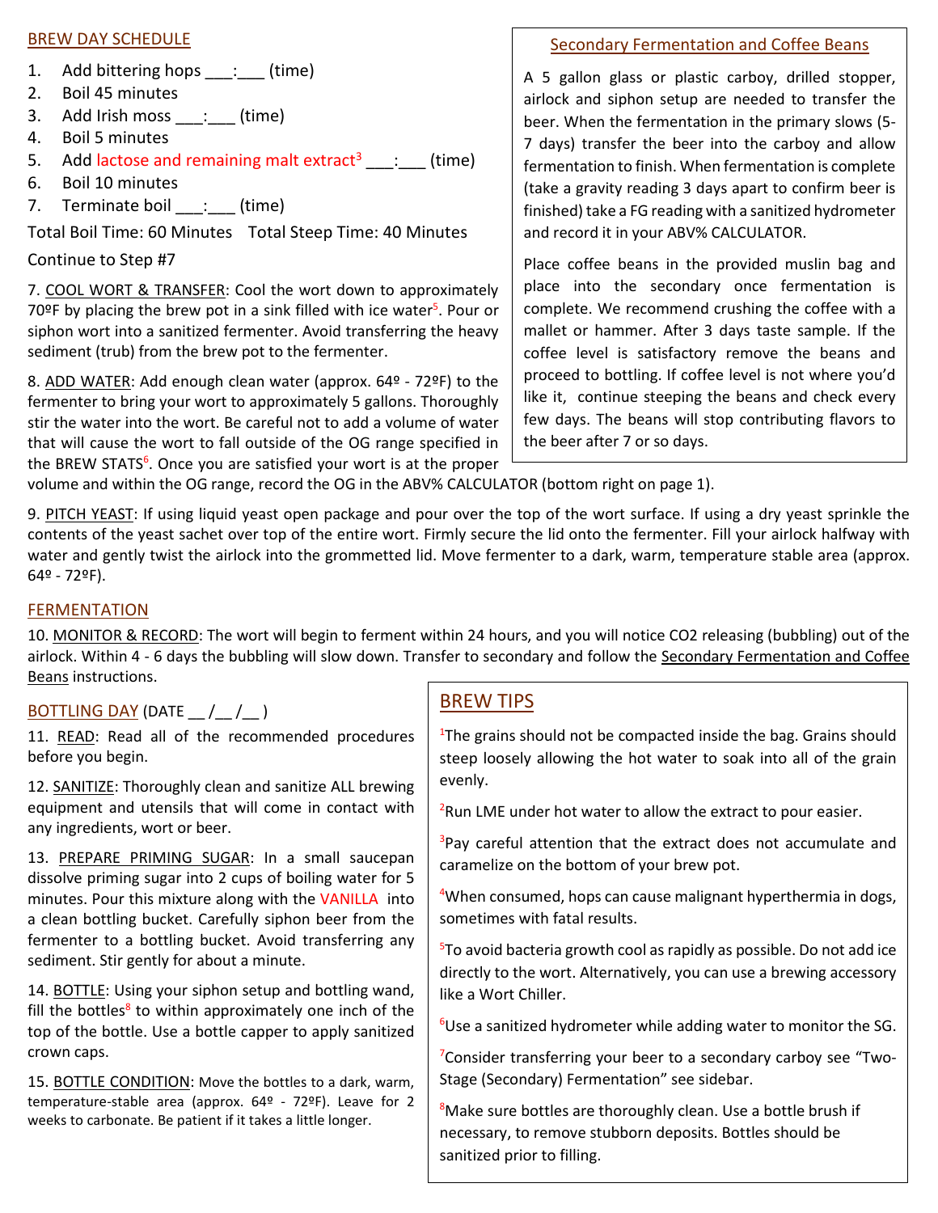## BREW DAY SCHEDULE

1. Add bittering hops ___:___ (time)
2. Boil 45 minutes
3. Add Irish moss ___:___ (time)
4. Boil 5 minutes
5. Add lactose and remaining malt extract[3] ___:___ (time)
6. Boil 10 minutes
7. Terminate boil ___:___ (time)

Total Boil Time: 60 Minutes Total Steep Time: 40 Minutes

Continue to Step #7

7. COOL WORT & TRANSFER: Cool the wort down to approximately 70ºF by placing the brew pot in a sink filled with ice water[5]. Pour or siphon wort into a sanitized fermenter. Avoid transferring the heavy sediment (trub) from the brew pot to the fermenter.

8. ADD WATER: Add enough clean water (approx. 64º - 72ºF) to the fermenter to bring your wort to approximately 5 gallons. Thoroughly stir the water into the wort. Be careful not to add a volume of water that will cause the wort to fall outside of the OG range specified in the BREW STATS[6]. Once you are satisfied your wort is at the proper volume and within the OG range, record the OG in the ABV% CALCULATOR (bottom right on page 1).

9. PITCH YEAST: If using liquid yeast open package and pour over the top of the wort surface. If using a dry yeast sprinkle the contents of the yeast sachet over top of the entire wort. Firmly secure the lid onto the fermenter. Fill your airlock halfway with water and gently twist the airlock into the grommetted lid. Move fermenter to a dark, warm, temperature stable area (approx. 64º - 72ºF).

### Secondary Fermentation and Coffee Beans

A 5 gallon glass or plastic carboy, drilled stopper, airlock and siphon setup are needed to transfer the beer. When the fermentation in the primary slows (5-7 days) transfer the beer into the carboy and allow fermentation to finish. When fermentation is complete (take a gravity reading 3 days apart to confirm beer is finished) take a FG reading with a sanitized hydrometer and record it in your ABV% CALCULATOR.

Place coffee beans in the provided muslin bag and place into the secondary once fermentation is complete. We recommend crushing the coffee with a mallet or hammer. After 3 days taste sample. If the coffee level is satisfactory remove the beans and proceed to bottling. If coffee level is not where you'd like it, continue steeping the beans and check every few days. The beans will stop contributing flavors to the beer after 7 or so days.

## FERMENTATION

10. MONITOR & RECORD: The wort will begin to ferment within 24 hours, and you will notice $CO_2$ releasing (bubbling) out of the airlock. Within 4 - 6 days the bubbling will slow down. Transfer to secondary and follow the Secondary Fermentation and Coffee Beans instructions.

## BOTTLING DAY (DATE __ /__ /__ )

11. READ: Read all of the recommended procedures before you begin.

12. SANITIZE: Thoroughly clean and sanitize ALL brewing equipment and utensils that will come in contact with any ingredients, wort or beer.

13. PREPARE PRIMING SUGAR: In a small saucepan dissolve priming sugar into 2 cups of boiling water for 5 minutes. Pour this mixture along with the VANILLA into a clean bottling bucket. Carefully siphon beer from the fermenter to a bottling bucket. Avoid transferring any sediment. Stir gently for about a minute.

14. BOTTLE: Using your siphon setup and bottling wand, fill the bottles[8] to within approximately one inch of the top of the bottle. Use a bottle capper to apply sanitized crown caps.

15. BOTTLE CONDITION: Move the bottles to a dark, warm, temperature-stable area (approx. 64º - 72ºF). Leave for 2 weeks to carbonate. Be patient if it takes a little longer.

## BREW TIPS

[1]The grains should not be compacted inside the bag. Grains should steep loosely allowing the hot water to soak into all of the grain evenly.

[2]Run LME under hot water to allow the extract to pour easier.

[3]Pay careful attention that the extract does not accumulate and caramelize on the bottom of your brew pot.

[4]When consumed, hops can cause malignant hyperthermia in dogs, sometimes with fatal results.

[5]To avoid bacteria growth cool as rapidly as possible. Do not add ice directly to the wort. Alternatively, you can use a brewing accessory like a Wort Chiller.

[6]Use a sanitized hydrometer while adding water to monitor the SG.

[7]Consider transferring your beer to a secondary carboy see "Two-Stage (Secondary) Fermentation" see sidebar.

[8]Make sure bottles are thoroughly clean. Use a bottle brush if necessary, to remove stubborn deposits. Bottles should be sanitized prior to filling.